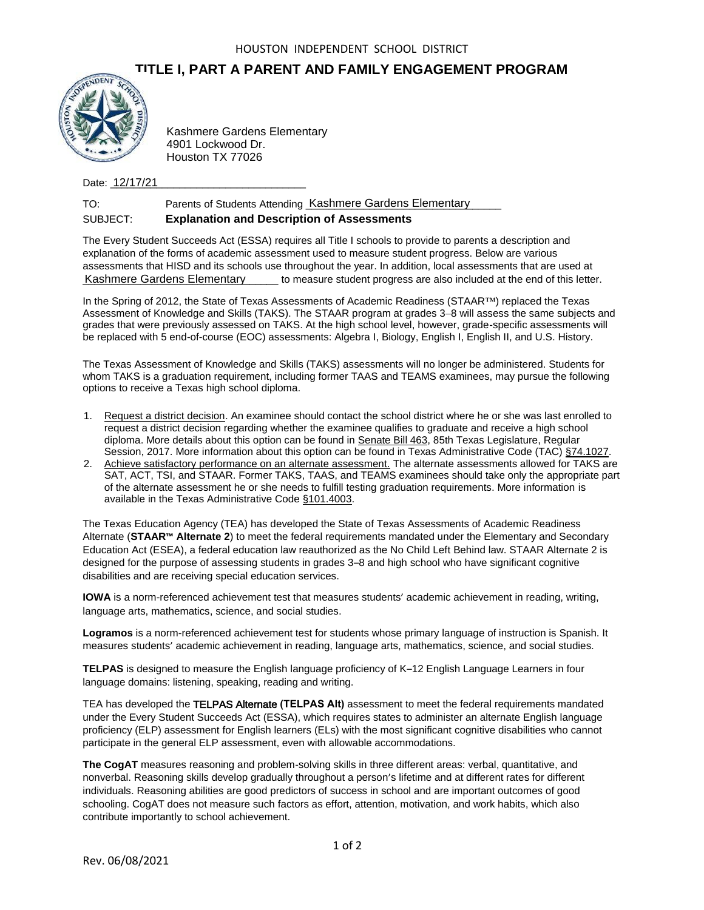HOUSTON INDEPENDENT SCHOOL DISTRICT

# TITLE I, PART A PARENT AND FAMILY ENGAGEMENT PROGRAM

Kashmere Gardens Elementary
4901 Lockwood Dr.
Houston TX 77026

Date: 12/17/21

TO: Parents of Students Attending Kashmere Gardens Elementary

SUBJECT: **Explanation and Description of Assessments**

The Every Student Succeeds Act (ESSA) requires all Title I schools to provide to parents a description and explanation of the forms of academic assessment used to measure student progress. Below are various assessments that HISD and its schools use throughout the year. In addition, local assessments that are used at Kashmere Gardens Elementary to measure student progress are also included at the end of this letter.

In the Spring of 2012, the State of Texas Assessments of Academic Readiness (STAAR™) replaced the Texas Assessment of Knowledge and Skills (TAKS). The STAAR program at grades 3–8 will assess the same subjects and grades that were previously assessed on TAKS. At the high school level, however, grade-specific assessments will be replaced with 5 end-of-course (EOC) assessments: Algebra I, Biology, English I, English II, and U.S. History.

The Texas Assessment of Knowledge and Skills (TAKS) assessments will no longer be administered. Students for whom TAKS is a graduation requirement, including former TAAS and TEAMS examinees, may pursue the following options to receive a Texas high school diploma.

1. Request a district decision. An examinee should contact the school district where he or she was last enrolled to request a district decision regarding whether the examinee qualifies to graduate and receive a high school diploma. More details about this option can be found in Senate Bill 463, 85th Texas Legislature, Regular Session, 2017. More information about this option can be found in Texas Administrative Code (TAC) §74.1027.
2. Achieve satisfactory performance on an alternate assessment. The alternate assessments allowed for TAKS are SAT, ACT, TSI, and STAAR. Former TAKS, TAAS, and TEAMS examinees should take only the appropriate part of the alternate assessment he or she needs to fulfill testing graduation requirements. More information is available in the Texas Administrative Code §101.4003.

The Texas Education Agency (TEA) has developed the State of Texas Assessments of Academic Readiness Alternate (**STAAR™ Alternate 2**) to meet the federal requirements mandated under the Elementary and Secondary Education Act (ESEA), a federal education law reauthorized as the No Child Left Behind law. STAAR Alternate 2 is designed for the purpose of assessing students in grades 3–8 and high school who have significant cognitive disabilities and are receiving special education services.

**IOWA** is a norm-referenced achievement test that measures students' academic achievement in reading, writing, language arts, mathematics, science, and social studies.

**Logramos** is a norm-referenced achievement test for students whose primary language of instruction is Spanish. It measures students' academic achievement in reading, language arts, mathematics, science, and social studies.

**TELPAS** is designed to measure the English language proficiency of K–12 English Language Learners in four language domains: listening, speaking, reading and writing.

TEA has developed the **TELPAS Alternate (TELPAS Alt)** assessment to meet the federal requirements mandated under the Every Student Succeeds Act (ESSA), which requires states to administer an alternate English language proficiency (ELP) assessment for English learners (ELs) with the most significant cognitive disabilities who cannot participate in the general ELP assessment, even with allowable accommodations.

**The CogAT** measures reasoning and problem-solving skills in three different areas: verbal, quantitative, and nonverbal. Reasoning skills develop gradually throughout a person's lifetime and at different rates for different individuals. Reasoning abilities are good predictors of success in school and are important outcomes of good schooling. CogAT does not measure such factors as effort, attention, motivation, and work habits, which also contribute importantly to school achievement.

Rev. 06/08/2021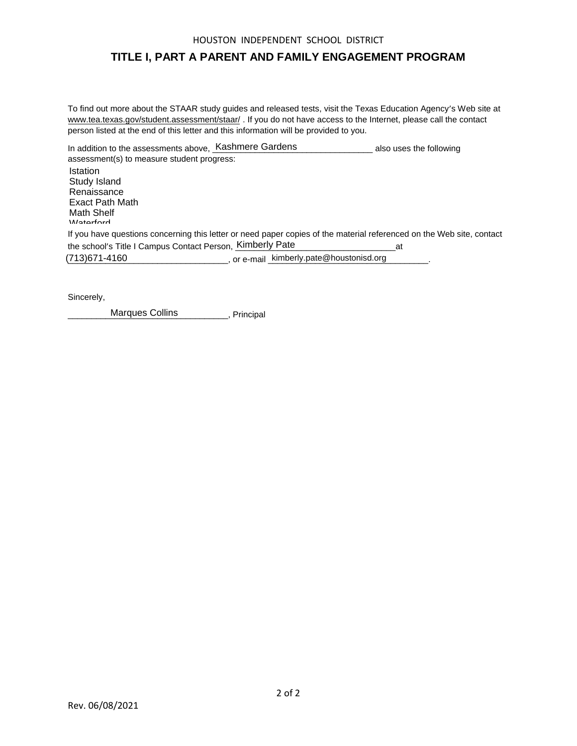HOUSTON INDEPENDENT SCHOOL DISTRICT

# TITLE I, PART A PARENT AND FAMILY ENGAGEMENT PROGRAM

To find out more about the STAAR study guides and released tests, visit the Texas Education Agency's Web site at www.tea.texas.gov/student.assessment/staar/ . If you do not have access to the Internet, please call the contact person listed at the end of this letter and this information will be provided to you.

In addition to the assessments above, Kashmere Gardens also uses the following assessment(s) to measure student progress:

Istation
Study Island
Renaissance
Exact Path Math
Math Shelf
Waterford

If you have questions concerning this letter or need paper copies of the material referenced on the Web site, contact the school's Title I Campus Contact Person, Kimberly Pate at (713)671-4160, or e-mail kimberly.pate@houstonisd.org.

Sincerely,

Marques Collins, Principal

Rev. 06/08/2021